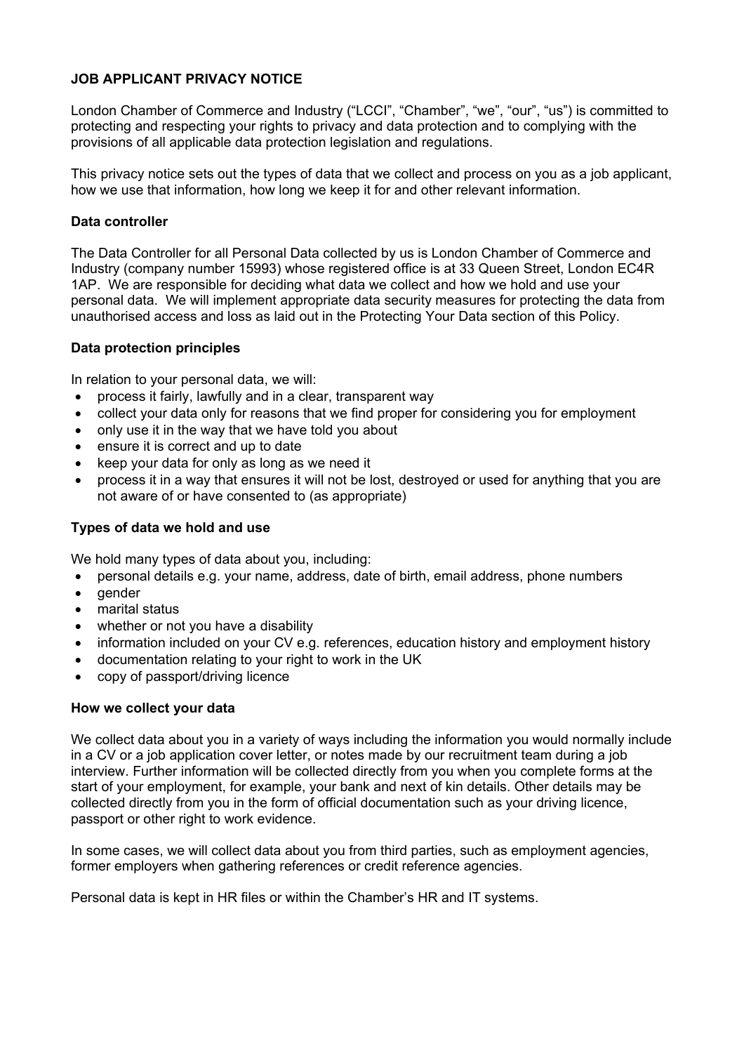# JOB APPLICANT PRIVACY NOTICE

London Chamber of Commerce and Industry ("LCCI", "Chamber", "we", "our", "us") is committed to protecting and respecting your rights to privacy and data protection and to complying with the provisions of all applicable data protection legislation and regulations.

This privacy notice sets out the types of data that we collect and process on you as a job applicant, how we use that information, how long we keep it for and other relevant information.

## Data controller

The Data Controller for all Personal Data collected by us is London Chamber of Commerce and Industry (company number 15993) whose registered office is at 33 Queen Street, London EC4R 1AP. We are responsible for deciding what data we collect and how we hold and use your personal data. We will implement appropriate data security measures for protecting the data from unauthorised access and loss as laid out in the Protecting Your Data section of this Policy.

## Data protection principles

In relation to your personal data, we will:

- process it fairly, lawfully and in a clear, transparent way
- collect your data only for reasons that we find proper for considering you for employment
- only use it in the way that we have told you about
- ensure it is correct and up to date
- keep your data for only as long as we need it
- process it in a way that ensures it will not be lost, destroyed or used for anything that you are not aware of or have consented to (as appropriate)

## Types of data we hold and use

We hold many types of data about you, including:

- personal details e.g. your name, address, date of birth, email address, phone numbers
- gender
- marital status
- whether or not you have a disability
- information included on your CV e.g. references, education history and employment history
- documentation relating to your right to work in the UK
- copy of passport/driving licence

## How we collect your data

We collect data about you in a variety of ways including the information you would normally include in a CV or a job application cover letter, or notes made by our recruitment team during a job interview. Further information will be collected directly from you when you complete forms at the start of your employment, for example, your bank and next of kin details. Other details may be collected directly from you in the form of official documentation such as your driving licence, passport or other right to work evidence.

In some cases, we will collect data about you from third parties, such as employment agencies, former employers when gathering references or credit reference agencies.

Personal data is kept in HR files or within the Chamber's HR and IT systems.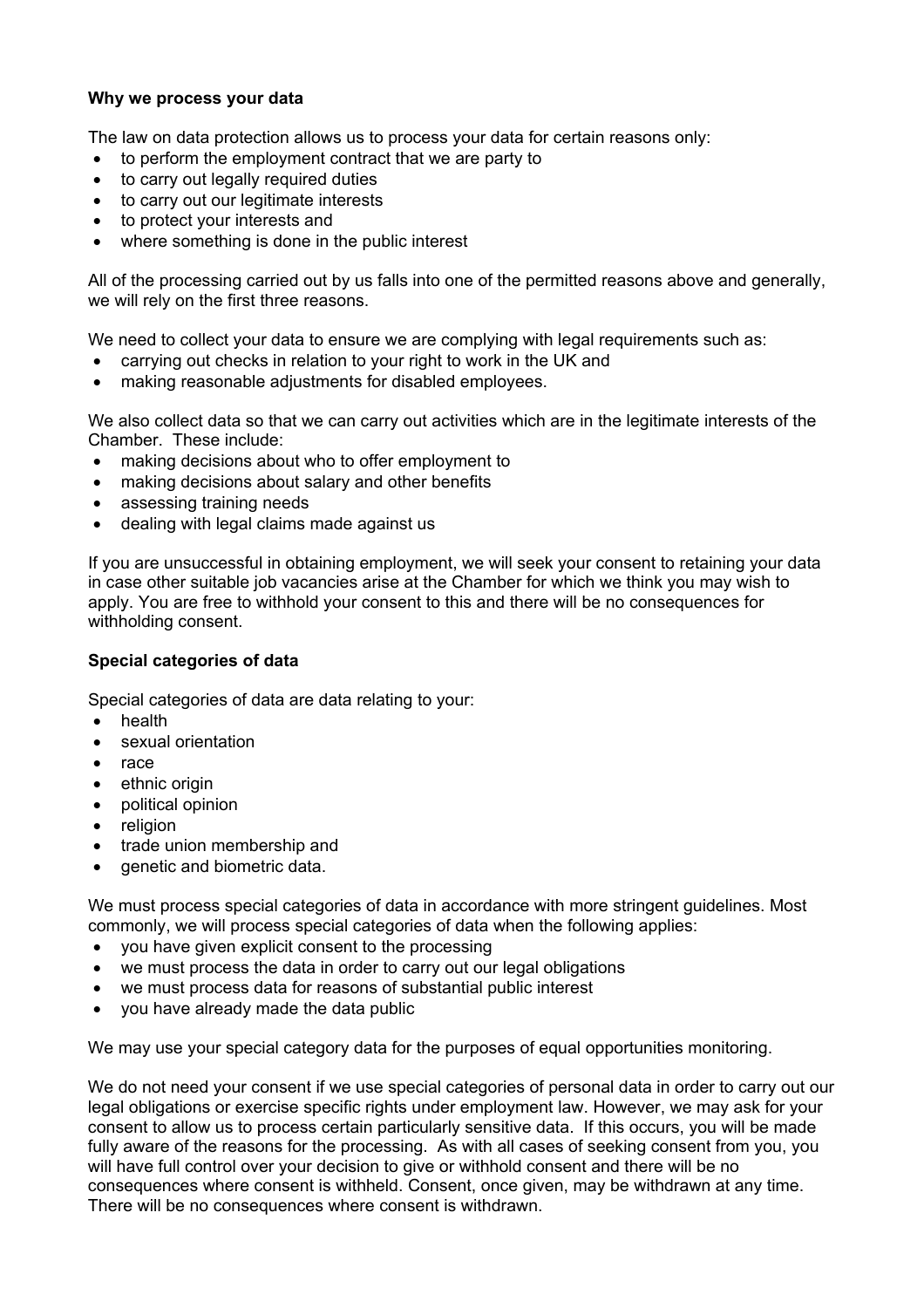**Why we process your data**

The law on data protection allows us to process your data for certain reasons only:

- to perform the employment contract that we are party to
- to carry out legally required duties
- to carry out our legitimate interests
- to protect your interests and
- where something is done in the public interest

All of the processing carried out by us falls into one of the permitted reasons above and generally, we will rely on the first three reasons.

We need to collect your data to ensure we are complying with legal requirements such as:

- carrying out checks in relation to your right to work in the UK and
- making reasonable adjustments for disabled employees.

We also collect data so that we can carry out activities which are in the legitimate interests of the Chamber. These include:

- making decisions about who to offer employment to
- making decisions about salary and other benefits
- assessing training needs
- dealing with legal claims made against us

If you are unsuccessful in obtaining employment, we will seek your consent to retaining your data in case other suitable job vacancies arise at the Chamber for which we think you may wish to apply. You are free to withhold your consent to this and there will be no consequences for withholding consent.

**Special categories of data**

Special categories of data are data relating to your:

- health
- sexual orientation
- race
- ethnic origin
- political opinion
- religion
- trade union membership and
- genetic and biometric data.

We must process special categories of data in accordance with more stringent guidelines. Most commonly, we will process special categories of data when the following applies:

- you have given explicit consent to the processing
- we must process the data in order to carry out our legal obligations
- we must process data for reasons of substantial public interest
- you have already made the data public

We may use your special category data for the purposes of equal opportunities monitoring.

We do not need your consent if we use special categories of personal data in order to carry out our legal obligations or exercise specific rights under employment law. However, we may ask for your consent to allow us to process certain particularly sensitive data. If this occurs, you will be made fully aware of the reasons for the processing. As with all cases of seeking consent from you, you will have full control over your decision to give or withhold consent and there will be no consequences where consent is withheld. Consent, once given, may be withdrawn at any time. There will be no consequences where consent is withdrawn.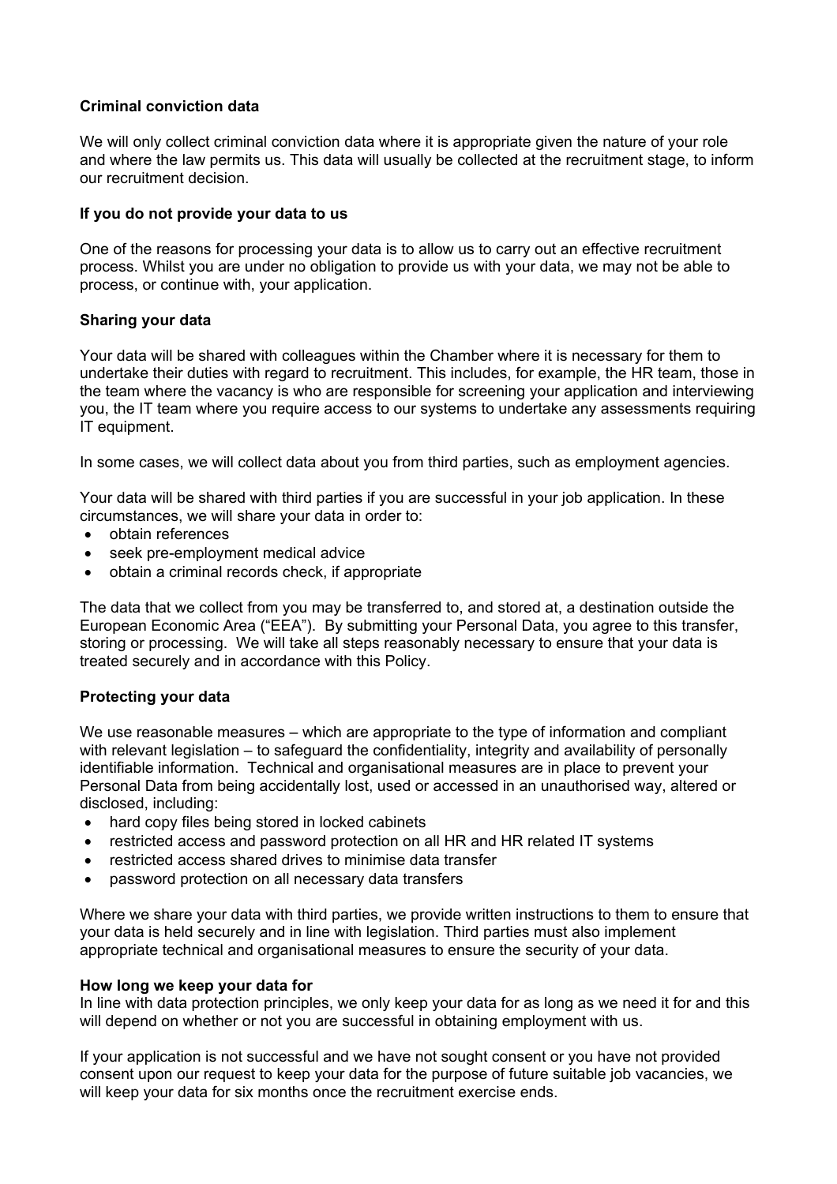**Criminal conviction data**

We will only collect criminal conviction data where it is appropriate given the nature of your role and where the law permits us. This data will usually be collected at the recruitment stage, to inform our recruitment decision.

**If you do not provide your data to us**

One of the reasons for processing your data is to allow us to carry out an effective recruitment process. Whilst you are under no obligation to provide us with your data, we may not be able to process, or continue with, your application.

**Sharing your data**

Your data will be shared with colleagues within the Chamber where it is necessary for them to undertake their duties with regard to recruitment. This includes, for example, the HR team, those in the team where the vacancy is who are responsible for screening your application and interviewing you, the IT team where you require access to our systems to undertake any assessments requiring IT equipment.

In some cases, we will collect data about you from third parties, such as employment agencies.

Your data will be shared with third parties if you are successful in your job application. In these circumstances, we will share your data in order to:

- obtain references
- seek pre-employment medical advice
- obtain a criminal records check, if appropriate

The data that we collect from you may be transferred to, and stored at, a destination outside the European Economic Area ("EEA"). By submitting your Personal Data, you agree to this transfer, storing or processing. We will take all steps reasonably necessary to ensure that your data is treated securely and in accordance with this Policy.

**Protecting your data**

We use reasonable measures – which are appropriate to the type of information and compliant with relevant legislation – to safeguard the confidentiality, integrity and availability of personally identifiable information. Technical and organisational measures are in place to prevent your Personal Data from being accidentally lost, used or accessed in an unauthorised way, altered or disclosed, including:

- hard copy files being stored in locked cabinets
- restricted access and password protection on all HR and HR related IT systems
- restricted access shared drives to minimise data transfer
- password protection on all necessary data transfers

Where we share your data with third parties, we provide written instructions to them to ensure that your data is held securely and in line with legislation. Third parties must also implement appropriate technical and organisational measures to ensure the security of your data.

**How long we keep your data for**

In line with data protection principles, we only keep your data for as long as we need it for and this will depend on whether or not you are successful in obtaining employment with us.

If your application is not successful and we have not sought consent or you have not provided consent upon our request to keep your data for the purpose of future suitable job vacancies, we will keep your data for six months once the recruitment exercise ends.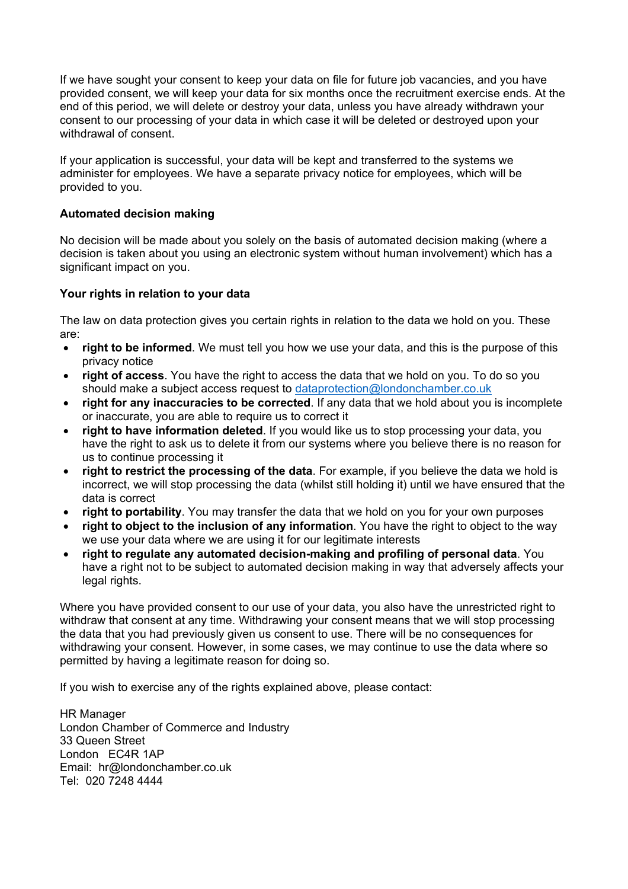If we have sought your consent to keep your data on file for future job vacancies, and you have provided consent, we will keep your data for six months once the recruitment exercise ends. At the end of this period, we will delete or destroy your data, unless you have already withdrawn your consent to our processing of your data in which case it will be deleted or destroyed upon your withdrawal of consent.

If your application is successful, your data will be kept and transferred to the systems we administer for employees. We have a separate privacy notice for employees, which will be provided to you.

**Automated decision making**

No decision will be made about you solely on the basis of automated decision making (where a decision is taken about you using an electronic system without human involvement) which has a significant impact on you.

**Your rights in relation to your data**

The law on data protection gives you certain rights in relation to the data we hold on you. These are:

- **right to be informed**. We must tell you how we use your data, and this is the purpose of this privacy notice
- **right of access**. You have the right to access the data that we hold on you. To do so you should make a subject access request to dataprotection@londonchamber.co.uk
- **right for any inaccuracies to be corrected**. If any data that we hold about you is incomplete or inaccurate, you are able to require us to correct it
- **right to have information deleted**. If you would like us to stop processing your data, you have the right to ask us to delete it from our systems where you believe there is no reason for us to continue processing it
- **right to restrict the processing of the data**. For example, if you believe the data we hold is incorrect, we will stop processing the data (whilst still holding it) until we have ensured that the data is correct
- **right to portability**. You may transfer the data that we hold on you for your own purposes
- **right to object to the inclusion of any information**. You have the right to object to the way we use your data where we are using it for our legitimate interests
- **right to regulate any automated decision-making and profiling of personal data**. You have a right not to be subject to automated decision making in way that adversely affects your legal rights.

Where you have provided consent to our use of your data, you also have the unrestricted right to withdraw that consent at any time. Withdrawing your consent means that we will stop processing the data that you had previously given us consent to use. There will be no consequences for withdrawing your consent. However, in some cases, we may continue to use the data where so permitted by having a legitimate reason for doing so.

If you wish to exercise any of the rights explained above, please contact:

HR Manager
London Chamber of Commerce and Industry
33 Queen Street
London EC4R 1AP
Email: hr@londonchamber.co.uk
Tel: 020 7248 4444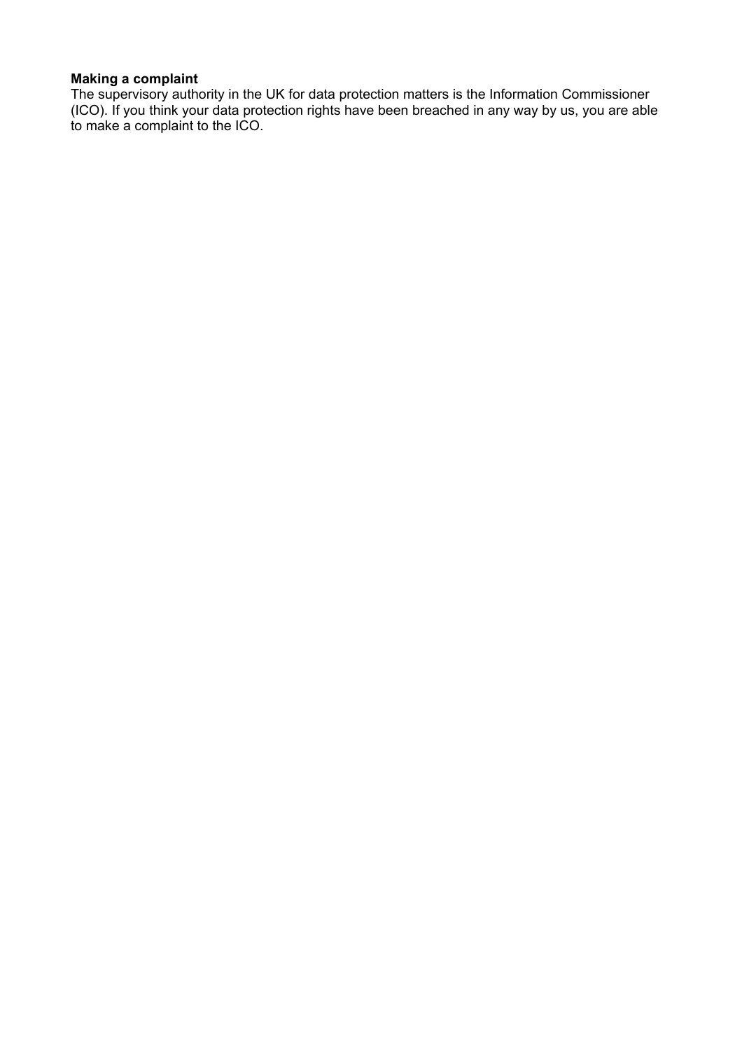**Making a complaint**

The supervisory authority in the UK for data protection matters is the Information Commissioner (ICO). If you think your data protection rights have been breached in any way by us, you are able to make a complaint to the ICO.